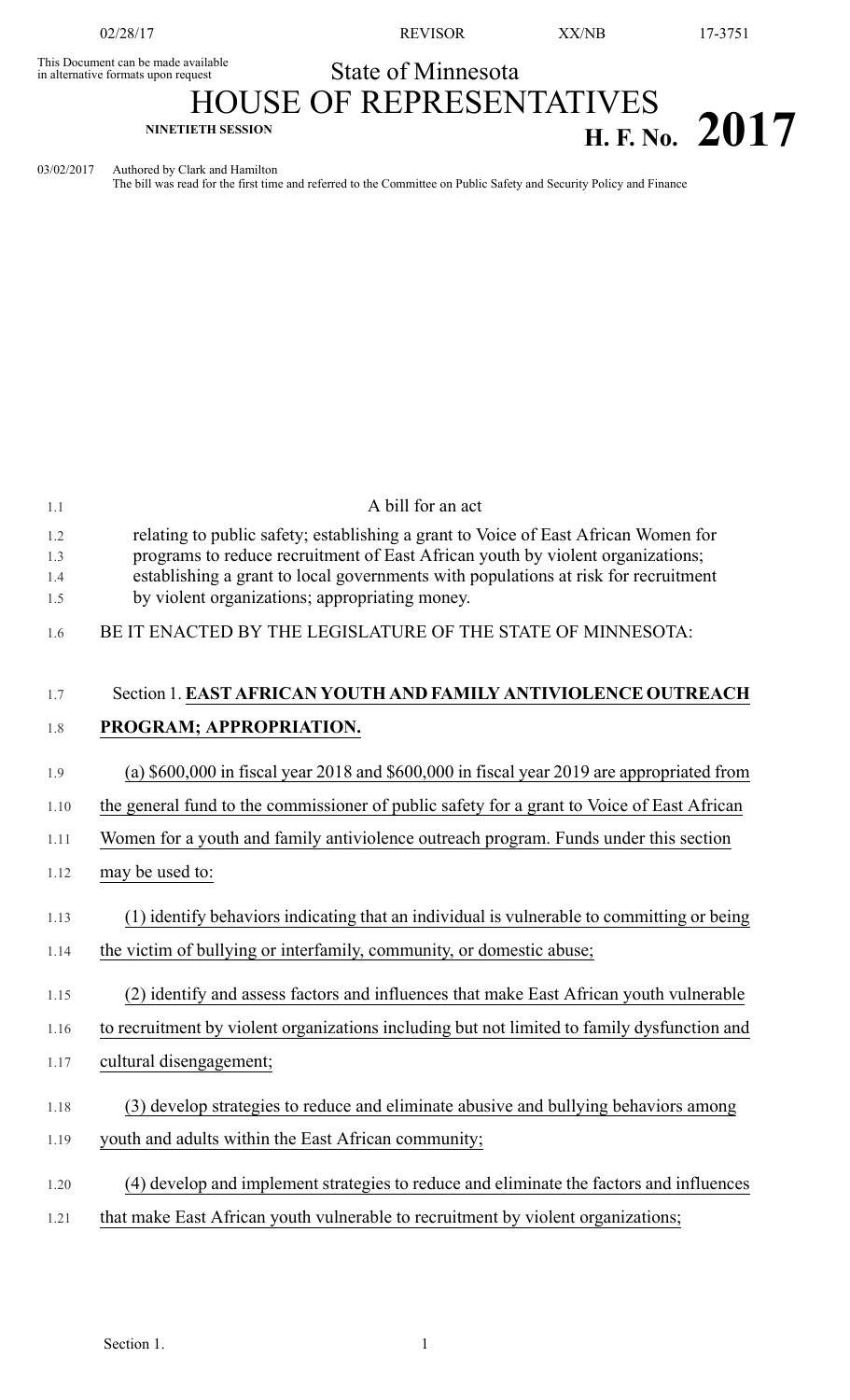This Document can be made available in alternative formats upon request

State of Minnesota

# HOUSE OF REPRESENTATIVES

NINETIETH SESSION

**H. F. No. 2017**

03/02/2017 Authored by Clark and Hamilton
The bill was read for the first time and referred to the Committee on Public Safety and Security Policy and Finance

A bill for an act

relating to public safety; establishing a grant to Voice of East African Women for programs to reduce recruitment of East African youth by violent organizations; establishing a grant to local governments with populations at risk for recruitment by violent organizations; appropriating money.

BE IT ENACTED BY THE LEGISLATURE OF THE STATE OF MINNESOTA:

Section 1. **EAST AFRICAN YOUTH AND FAMILY ANTIVIOLENCE OUTREACH PROGRAM; APPROPRIATION.**

(a) $600,000 in fiscal year 2018 and $600,000 in fiscal year 2019 are appropriated from the general fund to the commissioner of public safety for a grant to Voice of East African Women for a youth and family antiviolence outreach program. Funds under this section may be used to:

(1) identify behaviors indicating that an individual is vulnerable to committing or being the victim of bullying or interfamily, community, or domestic abuse;

(2) identify and assess factors and influences that make East African youth vulnerable to recruitment by violent organizations including but not limited to family dysfunction and cultural disengagement;

(3) develop strategies to reduce and eliminate abusive and bullying behaviors among youth and adults within the East African community;

(4) develop and implement strategies to reduce and eliminate the factors and influences that make East African youth vulnerable to recruitment by violent organizations;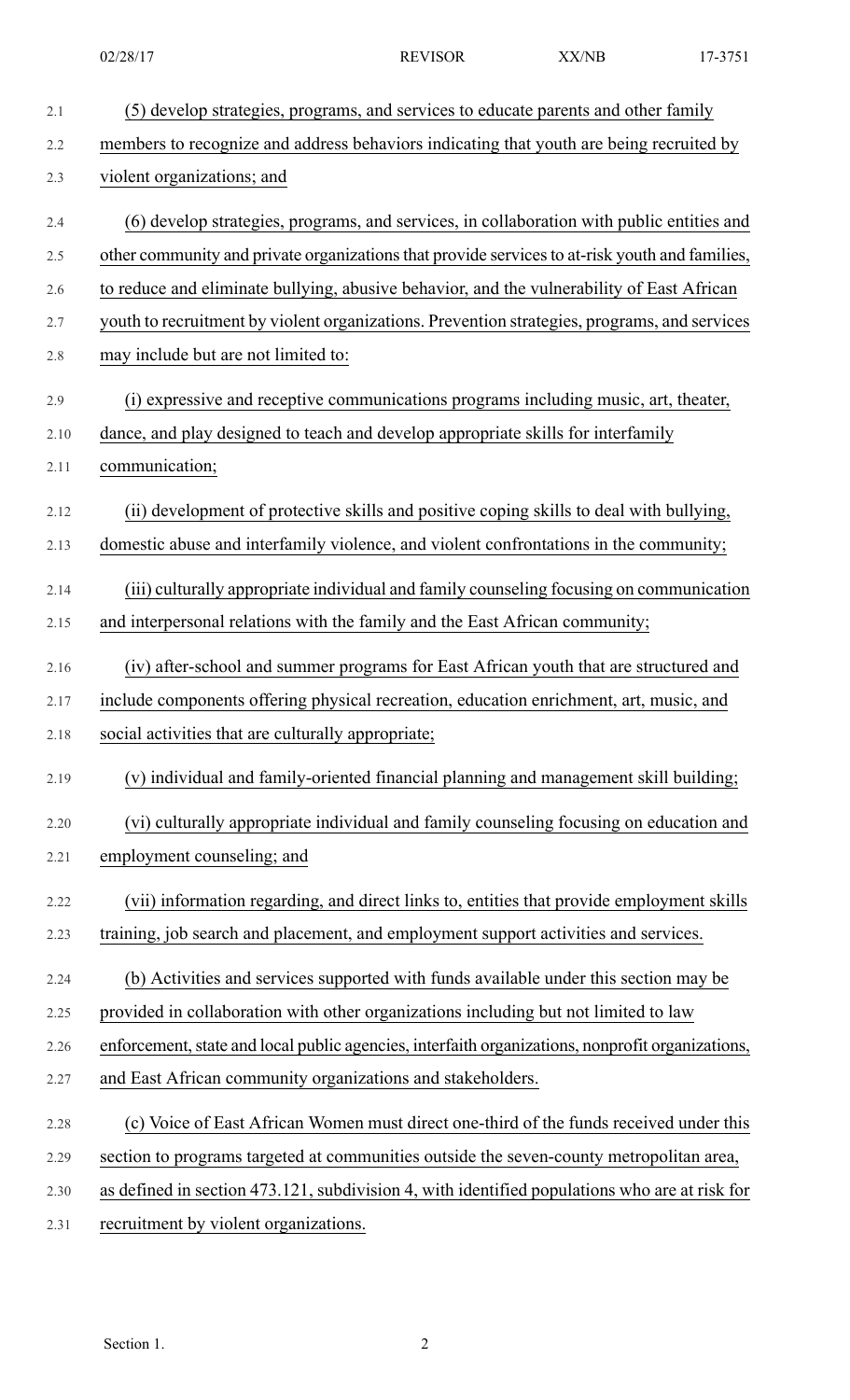(5) develop strategies, programs, and services to educate parents and other family members to recognize and address behaviors indicating that youth are being recruited by violent organizations; and

(6) develop strategies, programs, and services, in collaboration with public entities and other community and private organizations that provide services to at-risk youth and families, to reduce and eliminate bullying, abusive behavior, and the vulnerability of East African youth to recruitment by violent organizations. Prevention strategies, programs, and services may include but are not limited to:

(i) expressive and receptive communications programs including music, art, theater, dance, and play designed to teach and develop appropriate skills for interfamily communication;

(ii) development of protective skills and positive coping skills to deal with bullying, domestic abuse and interfamily violence, and violent confrontations in the community;

(iii) culturally appropriate individual and family counseling focusing on communication and interpersonal relations with the family and the East African community;

(iv) after-school and summer programs for East African youth that are structured and include components offering physical recreation, education enrichment, art, music, and social activities that are culturally appropriate;

(v) individual and family-oriented financial planning and management skill building;

(vi) culturally appropriate individual and family counseling focusing on education and employment counseling; and

(vii) information regarding, and direct links to, entities that provide employment skills training, job search and placement, and employment support activities and services.

(b) Activities and services supported with funds available under this section may be provided in collaboration with other organizations including but not limited to law enforcement, state and local public agencies, interfaith organizations, nonprofit organizations, and East African community organizations and stakeholders.

(c) Voice of East African Women must direct one-third of the funds received under this section to programs targeted at communities outside the seven-county metropolitan area, as defined in section 473.121, subdivision 4, with identified populations who are at risk for recruitment by violent organizations.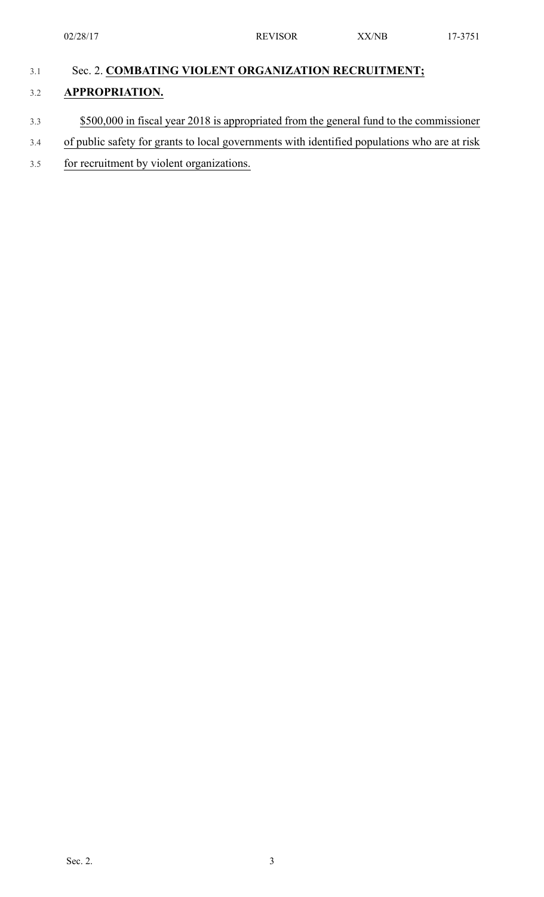Sec. 2. **COMBATING VIOLENT ORGANIZATION RECRUITMENT; APPROPRIATION.**

$500,000 in fiscal year 2018 is appropriated from the general fund to the commissioner of public safety for grants to local governments with identified populations who are at risk for recruitment by violent organizations.